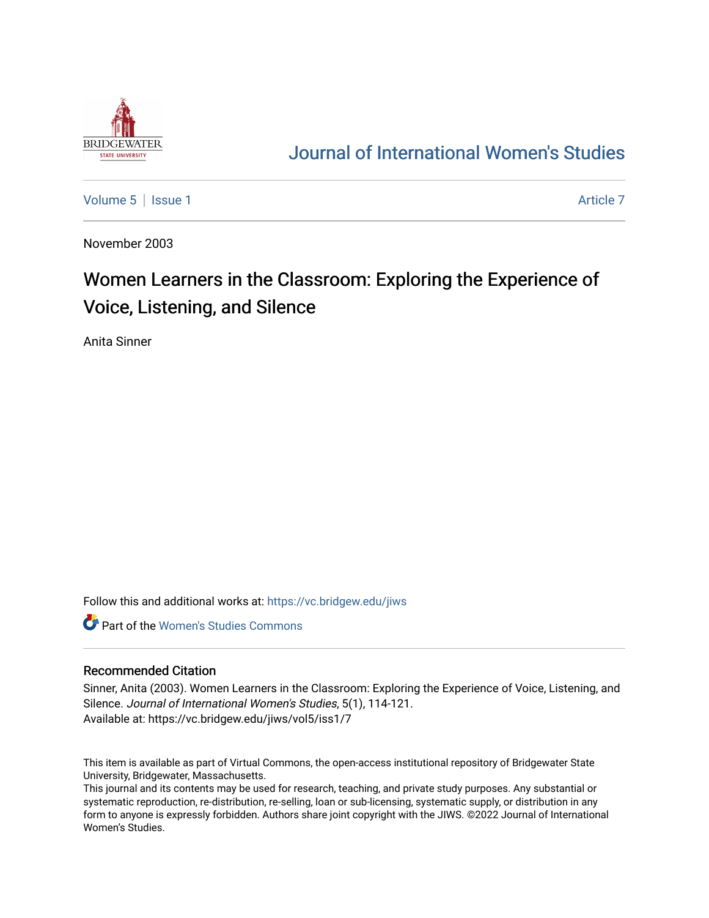Journal of International Women's Studies

Volume 5 | Issue 1 Article 7

November 2003

# Women Learners in the Classroom: Exploring the Experience of Voice, Listening, and Silence

Anita Sinner

Follow this and additional works at: https://vc.bridgew.edu/jiws

Part of the Women's Studies Commons

## Recommended Citation

Sinner, Anita (2003). Women Learners in the Classroom: Exploring the Experience of Voice, Listening, and Silence. *Journal of International Women's Studies*, 5(1), 114-121.
Available at: https://vc.bridgew.edu/jiws/vol5/iss1/7

This item is available as part of Virtual Commons, the open-access institutional repository of Bridgewater State University, Bridgewater, Massachusetts.
This journal and its contents may be used for research, teaching, and private study purposes. Any substantial or systematic reproduction, re-distribution, re-selling, loan or sub-licensing, systematic supply, or distribution in any form to anyone is expressly forbidden. Authors share joint copyright with the JIWS. ©2022 Journal of International Women's Studies.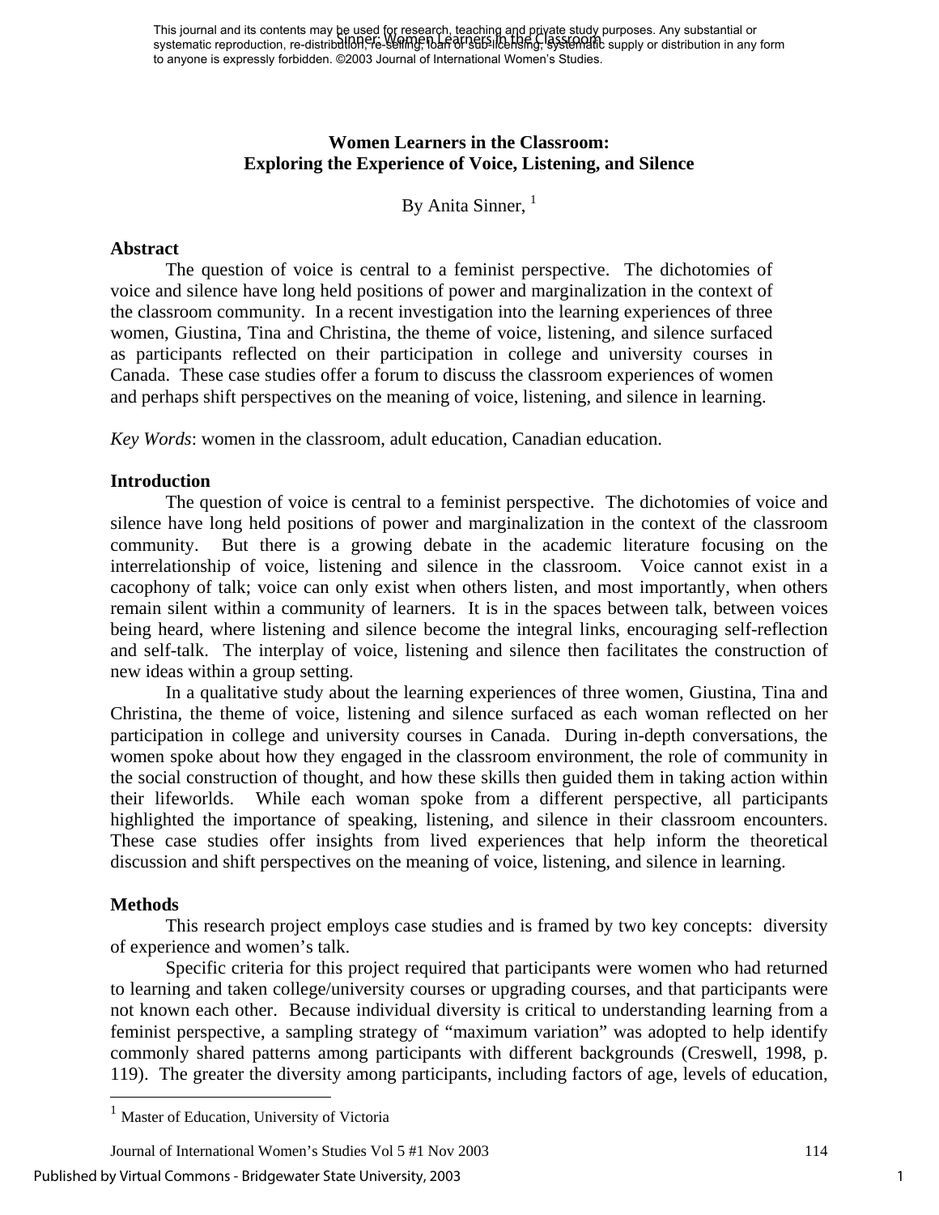This journal and its contents may be used for research, teaching and private study purposes. Any substantial or systematic reproduction, re-distribution, re-selling, loan or sub-licensing, systematic supply or distribution in any form to anyone is expressly forbidden. ©2003 Journal of International Women's Studies.

# Women Learners in the Classroom: Exploring the Experience of Voice, Listening, and Silence

By Anita Sinner, [1]

## Abstract

The question of voice is central to a feminist perspective. The dichotomies of voice and silence have long held positions of power and marginalization in the context of the classroom community. In a recent investigation into the learning experiences of three women, Giustina, Tina and Christina, the theme of voice, listening, and silence surfaced as participants reflected on their participation in college and university courses in Canada. These case studies offer a forum to discuss the classroom experiences of women and perhaps shift perspectives on the meaning of voice, listening, and silence in learning.

*Key Words*: women in the classroom, adult education, Canadian education.

## Introduction

The question of voice is central to a feminist perspective. The dichotomies of voice and silence have long held positions of power and marginalization in the context of the classroom community. But there is a growing debate in the academic literature focusing on the interrelationship of voice, listening and silence in the classroom. Voice cannot exist in a cacophony of talk; voice can only exist when others listen, and most importantly, when others remain silent within a community of learners. It is in the spaces between talk, between voices being heard, where listening and silence become the integral links, encouraging self-reflection and self-talk. The interplay of voice, listening and silence then facilitates the construction of new ideas within a group setting.

In a qualitative study about the learning experiences of three women, Giustina, Tina and Christina, the theme of voice, listening and silence surfaced as each woman reflected on her participation in college and university courses in Canada. During in-depth conversations, the women spoke about how they engaged in the classroom environment, the role of community in the social construction of thought, and how these skills then guided them in taking action within their lifeworlds. While each woman spoke from a different perspective, all participants highlighted the importance of speaking, listening, and silence in their classroom encounters. These case studies offer insights from lived experiences that help inform the theoretical discussion and shift perspectives on the meaning of voice, listening, and silence in learning.

## Methods

This research project employs case studies and is framed by two key concepts: diversity of experience and women's talk.

Specific criteria for this project required that participants were women who had returned to learning and taken college/university courses or upgrading courses, and that participants were not known each other. Because individual diversity is critical to understanding learning from a feminist perspective, a sampling strategy of "maximum variation" was adopted to help identify commonly shared patterns among participants with different backgrounds (Creswell, 1998, p. 119). The greater the diversity among participants, including factors of age, levels of education,

[1] Master of Education, University of Victoria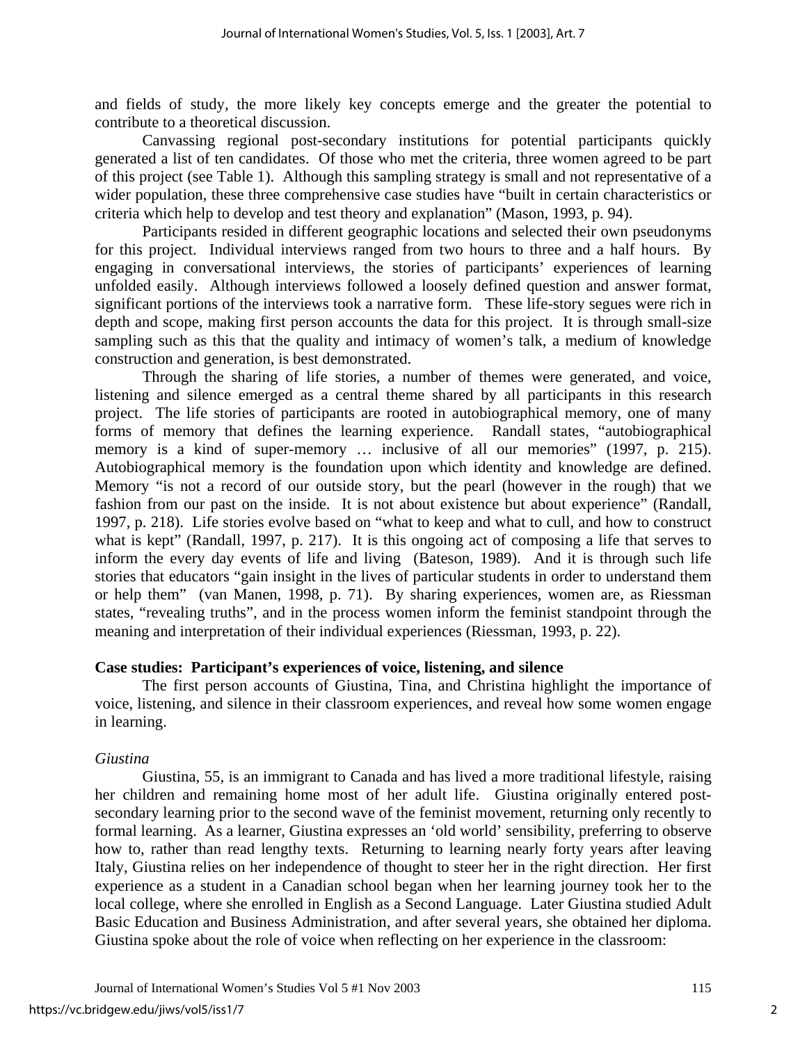and fields of study, the more likely key concepts emerge and the greater the potential to contribute to a theoretical discussion.

Canvassing regional post-secondary institutions for potential participants quickly generated a list of ten candidates. Of those who met the criteria, three women agreed to be part of this project (see Table 1). Although this sampling strategy is small and not representative of a wider population, these three comprehensive case studies have "built in certain characteristics or criteria which help to develop and test theory and explanation" (Mason, 1993, p. 94).

Participants resided in different geographic locations and selected their own pseudonyms for this project. Individual interviews ranged from two hours to three and a half hours. By engaging in conversational interviews, the stories of participants' experiences of learning unfolded easily. Although interviews followed a loosely defined question and answer format, significant portions of the interviews took a narrative form. These life-story segues were rich in depth and scope, making first person accounts the data for this project. It is through small-size sampling such as this that the quality and intimacy of women's talk, a medium of knowledge construction and generation, is best demonstrated.

Through the sharing of life stories, a number of themes were generated, and voice, listening and silence emerged as a central theme shared by all participants in this research project. The life stories of participants are rooted in autobiographical memory, one of many forms of memory that defines the learning experience. Randall states, "autobiographical memory is a kind of super-memory … inclusive of all our memories" (1997, p. 215). Autobiographical memory is the foundation upon which identity and knowledge are defined. Memory "is not a record of our outside story, but the pearl (however in the rough) that we fashion from our past on the inside. It is not about existence but about experience" (Randall, 1997, p. 218). Life stories evolve based on "what to keep and what to cull, and how to construct what is kept" (Randall, 1997, p. 217). It is this ongoing act of composing a life that serves to inform the every day events of life and living (Bateson, 1989). And it is through such life stories that educators "gain insight in the lives of particular students in order to understand them or help them" (van Manen, 1998, p. 71). By sharing experiences, women are, as Riessman states, "revealing truths", and in the process women inform the feminist standpoint through the meaning and interpretation of their individual experiences (Riessman, 1993, p. 22).

## Case studies: Participant's experiences of voice, listening, and silence

The first person accounts of Giustina, Tina, and Christina highlight the importance of voice, listening, and silence in their classroom experiences, and reveal how some women engage in learning.

### *Giustina*

Giustina, 55, is an immigrant to Canada and has lived a more traditional lifestyle, raising her children and remaining home most of her adult life. Giustina originally entered post-secondary learning prior to the second wave of the feminist movement, returning only recently to formal learning. As a learner, Giustina expresses an 'old world' sensibility, preferring to observe how to, rather than read lengthy texts. Returning to learning nearly forty years after leaving Italy, Giustina relies on her independence of thought to steer her in the right direction. Her first experience as a student in a Canadian school began when her learning journey took her to the local college, where she enrolled in English as a Second Language. Later Giustina studied Adult Basic Education and Business Administration, and after several years, she obtained her diploma. Giustina spoke about the role of voice when reflecting on her experience in the classroom: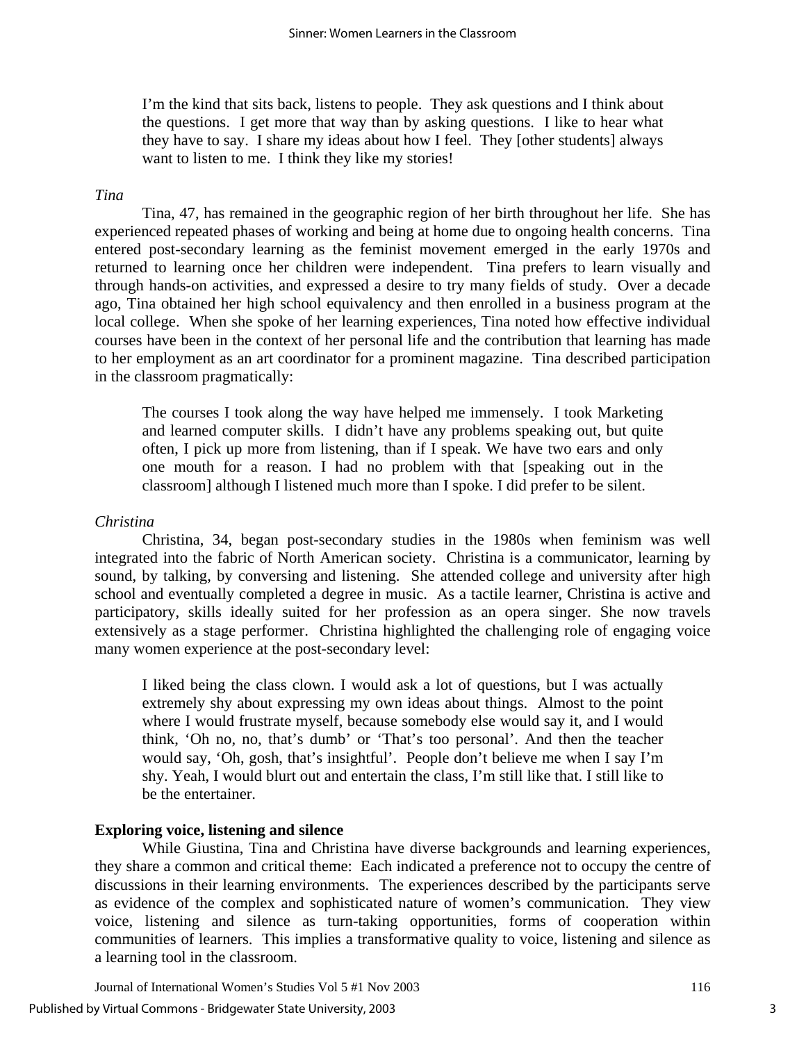> I'm the kind that sits back, listens to people. They ask questions and I think about the questions. I get more that way than by asking questions. I like to hear what they have to say. I share my ideas about how I feel. They [other students] always want to listen to me. I think they like my stories!

*Tina*

Tina, 47, has remained in the geographic region of her birth throughout her life. She has experienced repeated phases of working and being at home due to ongoing health concerns. Tina entered post-secondary learning as the feminist movement emerged in the early 1970s and returned to learning once her children were independent. Tina prefers to learn visually and through hands-on activities, and expressed a desire to try many fields of study. Over a decade ago, Tina obtained her high school equivalency and then enrolled in a business program at the local college. When she spoke of her learning experiences, Tina noted how effective individual courses have been in the context of her personal life and the contribution that learning has made to her employment as an art coordinator for a prominent magazine. Tina described participation in the classroom pragmatically:

> The courses I took along the way have helped me immensely. I took Marketing and learned computer skills. I didn't have any problems speaking out, but quite often, I pick up more from listening, than if I speak. We have two ears and only one mouth for a reason. I had no problem with that [speaking out in the classroom] although I listened much more than I spoke. I did prefer to be silent.

*Christina*

Christina, 34, began post-secondary studies in the 1980s when feminism was well integrated into the fabric of North American society. Christina is a communicator, learning by sound, by talking, by conversing and listening. She attended college and university after high school and eventually completed a degree in music. As a tactile learner, Christina is active and participatory, skills ideally suited for her profession as an opera singer. She now travels extensively as a stage performer. Christina highlighted the challenging role of engaging voice many women experience at the post-secondary level:

> I liked being the class clown. I would ask a lot of questions, but I was actually extremely shy about expressing my own ideas about things. Almost to the point where I would frustrate myself, because somebody else would say it, and I would think, 'Oh no, no, that's dumb' or 'That's too personal'. And then the teacher would say, 'Oh, gosh, that's insightful'. People don't believe me when I say I'm shy. Yeah, I would blurt out and entertain the class, I'm still like that. I still like to be the entertainer.

**Exploring voice, listening and silence**

While Giustina, Tina and Christina have diverse backgrounds and learning experiences, they share a common and critical theme: Each indicated a preference not to occupy the centre of discussions in their learning environments. The experiences described by the participants serve as evidence of the complex and sophisticated nature of women's communication. They view voice, listening and silence as turn-taking opportunities, forms of cooperation within communities of learners. This implies a transformative quality to voice, listening and silence as a learning tool in the classroom.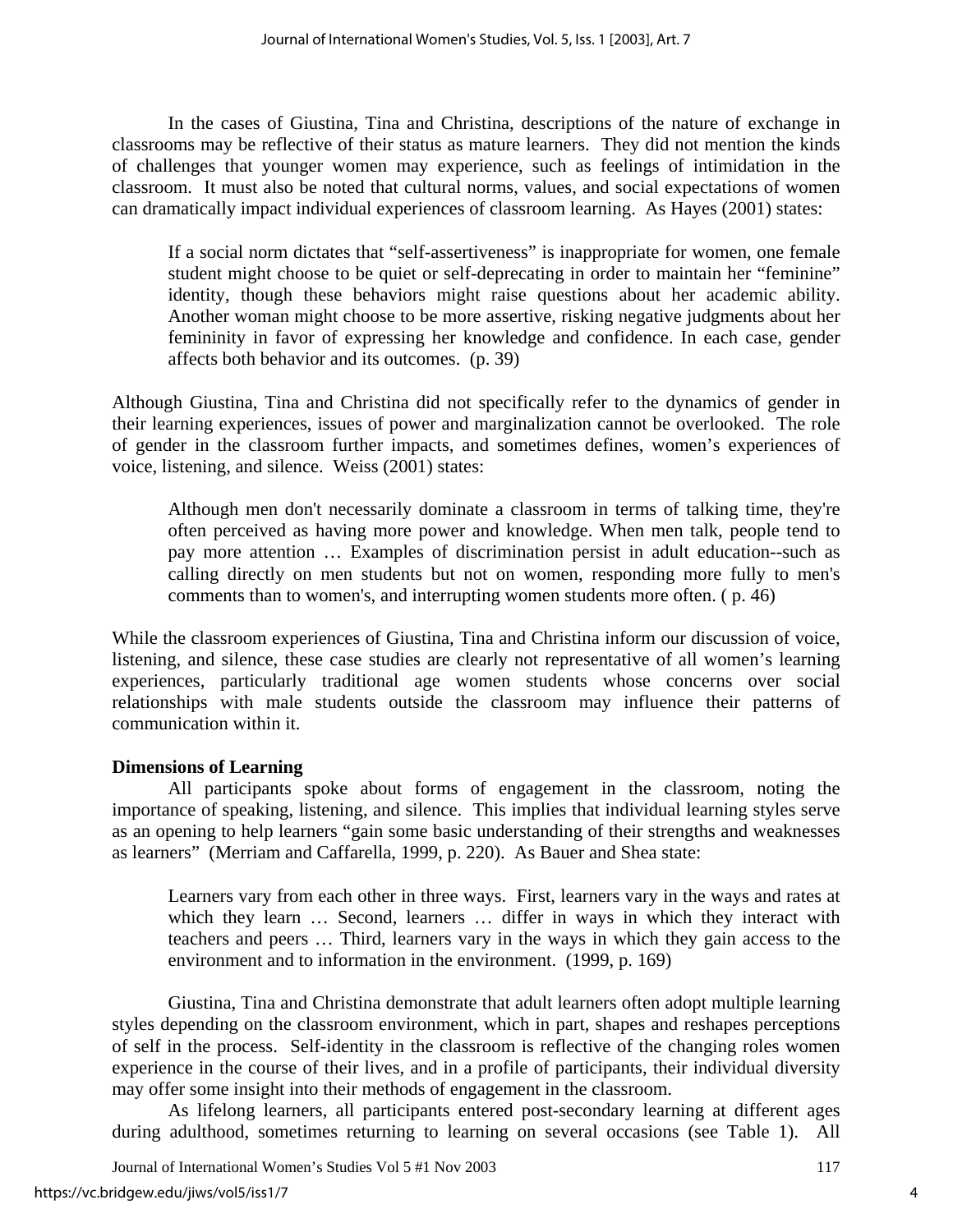In the cases of Giustina, Tina and Christina, descriptions of the nature of exchange in classrooms may be reflective of their status as mature learners. They did not mention the kinds of challenges that younger women may experience, such as feelings of intimidation in the classroom. It must also be noted that cultural norms, values, and social expectations of women can dramatically impact individual experiences of classroom learning. As Hayes (2001) states:

> If a social norm dictates that "self-assertiveness" is inappropriate for women, one female student might choose to be quiet or self-deprecating in order to maintain her "feminine" identity, though these behaviors might raise questions about her academic ability. Another woman might choose to be more assertive, risking negative judgments about her femininity in favor of expressing her knowledge and confidence. In each case, gender affects both behavior and its outcomes. (p. 39)

Although Giustina, Tina and Christina did not specifically refer to the dynamics of gender in their learning experiences, issues of power and marginalization cannot be overlooked. The role of gender in the classroom further impacts, and sometimes defines, women's experiences of voice, listening, and silence. Weiss (2001) states:

> Although men don't necessarily dominate a classroom in terms of talking time, they're often perceived as having more power and knowledge. When men talk, people tend to pay more attention … Examples of discrimination persist in adult education--such as calling directly on men students but not on women, responding more fully to men's comments than to women's, and interrupting women students more often. ( p. 46)

While the classroom experiences of Giustina, Tina and Christina inform our discussion of voice, listening, and silence, these case studies are clearly not representative of all women's learning experiences, particularly traditional age women students whose concerns over social relationships with male students outside the classroom may influence their patterns of communication within it.

**Dimensions of Learning**

All participants spoke about forms of engagement in the classroom, noting the importance of speaking, listening, and silence. This implies that individual learning styles serve as an opening to help learners "gain some basic understanding of their strengths and weaknesses as learners" (Merriam and Caffarella, 1999, p. 220). As Bauer and Shea state:

> Learners vary from each other in three ways. First, learners vary in the ways and rates at which they learn … Second, learners … differ in ways in which they interact with teachers and peers … Third, learners vary in the ways in which they gain access to the environment and to information in the environment. (1999, p. 169)

Giustina, Tina and Christina demonstrate that adult learners often adopt multiple learning styles depending on the classroom environment, which in part, shapes and reshapes perceptions of self in the process. Self-identity in the classroom is reflective of the changing roles women experience in the course of their lives, and in a profile of participants, their individual diversity may offer some insight into their methods of engagement in the classroom.

As lifelong learners, all participants entered post-secondary learning at different ages during adulthood, sometimes returning to learning on several occasions (see Table 1). All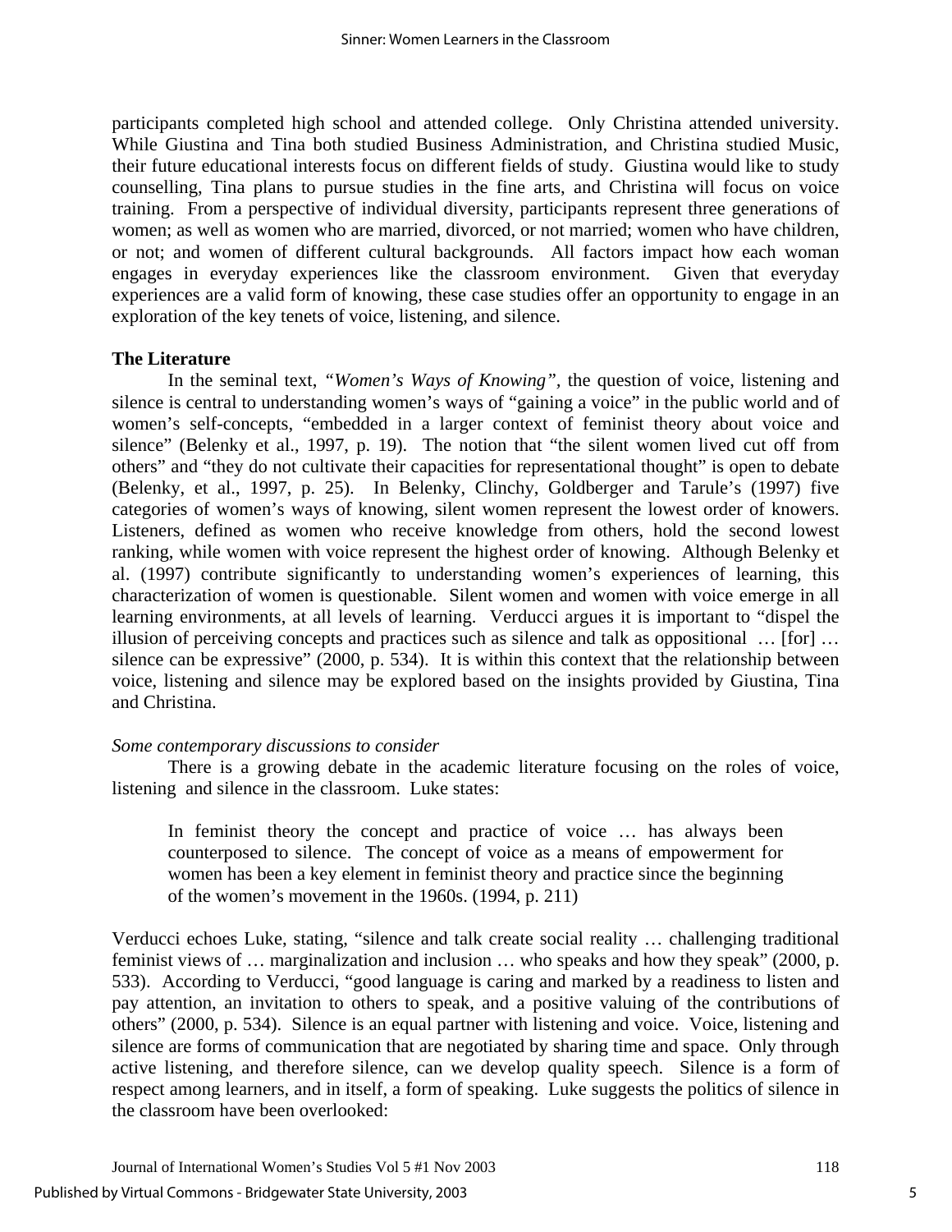participants completed high school and attended college. Only Christina attended university. While Giustina and Tina both studied Business Administration, and Christina studied Music, their future educational interests focus on different fields of study. Giustina would like to study counselling, Tina plans to pursue studies in the fine arts, and Christina will focus on voice training. From a perspective of individual diversity, participants represent three generations of women; as well as women who are married, divorced, or not married; women who have children, or not; and women of different cultural backgrounds. All factors impact how each woman engages in everyday experiences like the classroom environment. Given that everyday experiences are a valid form of knowing, these case studies offer an opportunity to engage in an exploration of the key tenets of voice, listening, and silence.

**The Literature**

In the seminal text, *"Women's Ways of Knowing"*, the question of voice, listening and silence is central to understanding women's ways of "gaining a voice" in the public world and of women's self-concepts, "embedded in a larger context of feminist theory about voice and silence" (Belenky et al., 1997, p. 19). The notion that "the silent women lived cut off from others" and "they do not cultivate their capacities for representational thought" is open to debate (Belenky, et al., 1997, p. 25). In Belenky, Clinchy, Goldberger and Tarule's (1997) five categories of women's ways of knowing, silent women represent the lowest order of knowers. Listeners, defined as women who receive knowledge from others, hold the second lowest ranking, while women with voice represent the highest order of knowing. Although Belenky et al. (1997) contribute significantly to understanding women's experiences of learning, this characterization of women is questionable. Silent women and women with voice emerge in all learning environments, at all levels of learning. Verducci argues it is important to "dispel the illusion of perceiving concepts and practices such as silence and talk as oppositional … [for] … silence can be expressive" (2000, p. 534). It is within this context that the relationship between voice, listening and silence may be explored based on the insights provided by Giustina, Tina and Christina.

*Some contemporary discussions to consider*

There is a growing debate in the academic literature focusing on the roles of voice, listening and silence in the classroom. Luke states:

> In feminist theory the concept and practice of voice … has always been counterposed to silence. The concept of voice as a means of empowerment for women has been a key element in feminist theory and practice since the beginning of the women's movement in the 1960s. (1994, p. 211)

Verducci echoes Luke, stating, "silence and talk create social reality … challenging traditional feminist views of … marginalization and inclusion … who speaks and how they speak" (2000, p. 533). According to Verducci, "good language is caring and marked by a readiness to listen and pay attention, an invitation to others to speak, and a positive valuing of the contributions of others" (2000, p. 534). Silence is an equal partner with listening and voice. Voice, listening and silence are forms of communication that are negotiated by sharing time and space. Only through active listening, and therefore silence, can we develop quality speech. Silence is a form of respect among learners, and in itself, a form of speaking. Luke suggests the politics of silence in the classroom have been overlooked: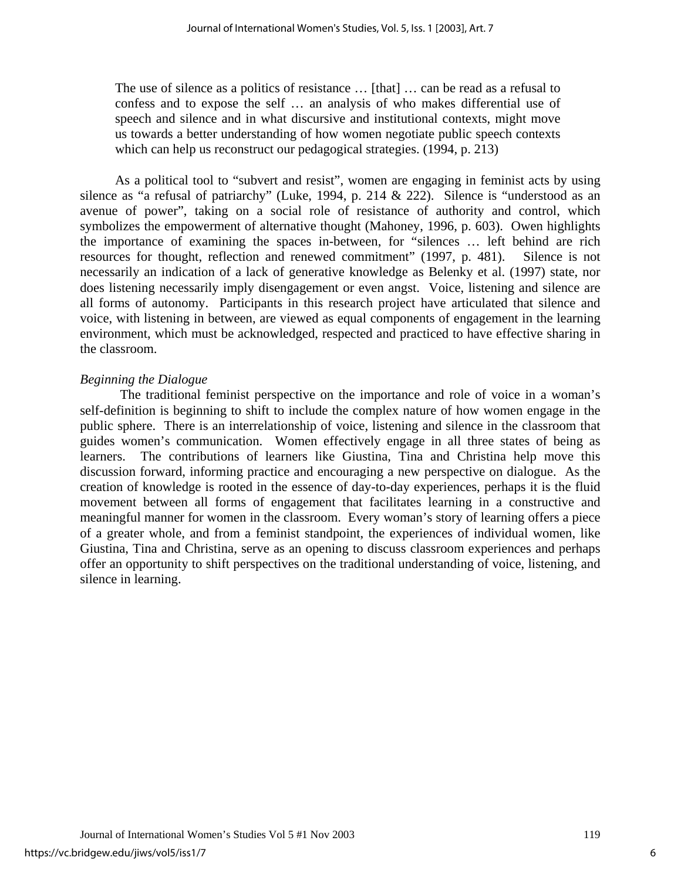> The use of silence as a politics of resistance … [that] … can be read as a refusal to confess and to expose the self … an analysis of who makes differential use of speech and silence and in what discursive and institutional contexts, might move us towards a better understanding of how women negotiate public speech contexts which can help us reconstruct our pedagogical strategies. (1994, p. 213)

As a political tool to "subvert and resist", women are engaging in feminist acts by using silence as "a refusal of patriarchy" (Luke, 1994, p. 214 & 222). Silence is "understood as an avenue of power", taking on a social role of resistance of authority and control, which symbolizes the empowerment of alternative thought (Mahoney, 1996, p. 603). Owen highlights the importance of examining the spaces in-between, for "silences … left behind are rich resources for thought, reflection and renewed commitment" (1997, p. 481). Silence is not necessarily an indication of a lack of generative knowledge as Belenky et al. (1997) state, nor does listening necessarily imply disengagement or even angst. Voice, listening and silence are all forms of autonomy. Participants in this research project have articulated that silence and voice, with listening in between, are viewed as equal components of engagement in the learning environment, which must be acknowledged, respected and practiced to have effective sharing in the classroom.

*Beginning the Dialogue*

The traditional feminist perspective on the importance and role of voice in a woman's self-definition is beginning to shift to include the complex nature of how women engage in the public sphere. There is an interrelationship of voice, listening and silence in the classroom that guides women's communication. Women effectively engage in all three states of being as learners. The contributions of learners like Giustina, Tina and Christina help move this discussion forward, informing practice and encouraging a new perspective on dialogue. As the creation of knowledge is rooted in the essence of day-to-day experiences, perhaps it is the fluid movement between all forms of engagement that facilitates learning in a constructive and meaningful manner for women in the classroom. Every woman's story of learning offers a piece of a greater whole, and from a feminist standpoint, the experiences of individual women, like Giustina, Tina and Christina, serve as an opening to discuss classroom experiences and perhaps offer an opportunity to shift perspectives on the traditional understanding of voice, listening, and silence in learning.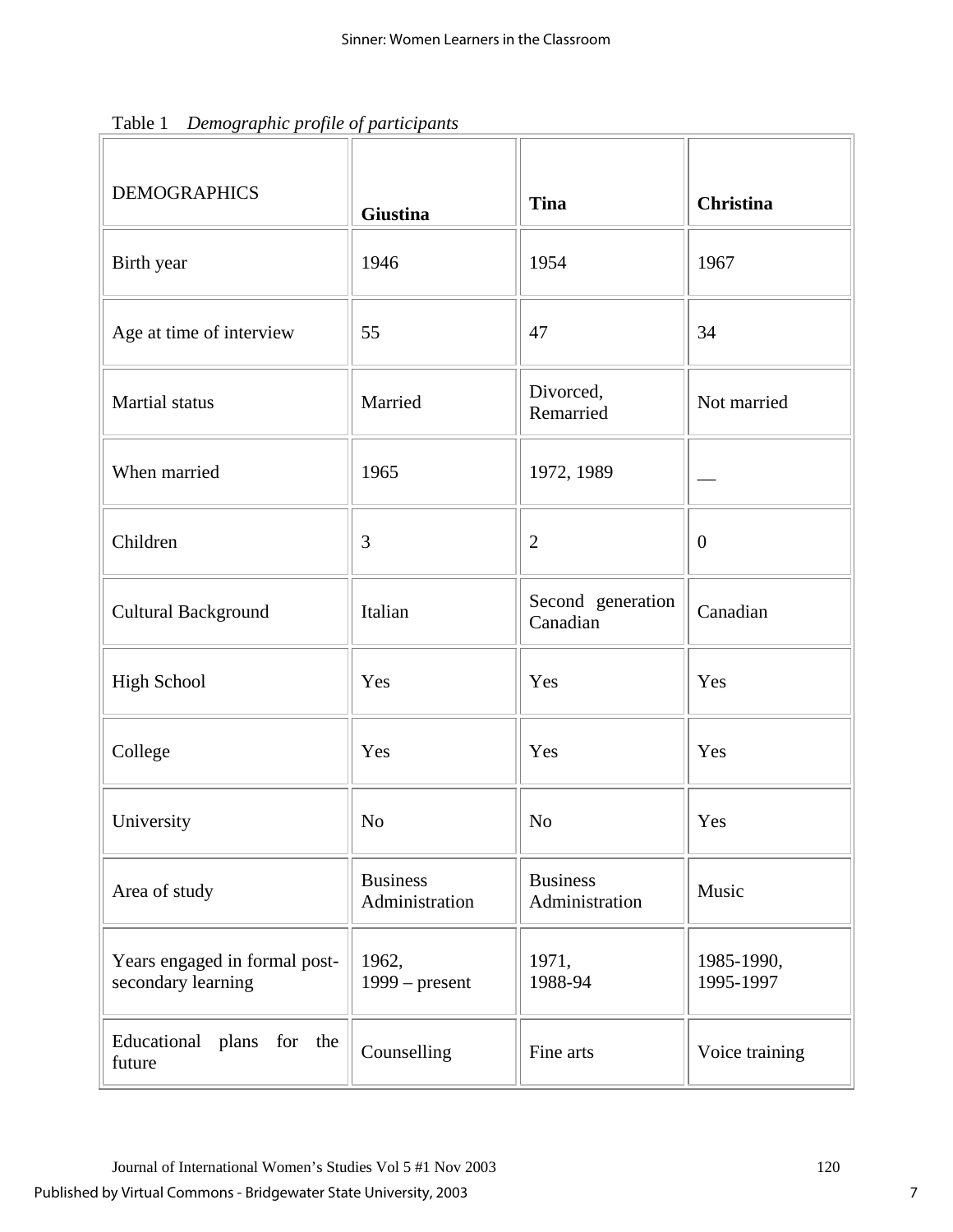Table 1 *Demographic profile of participants*

| DEMOGRAPHICS | **Giustina** | **Tina** | **Christina** |
|---|---|---|---|
| Birth year | 1946 | 1954 | 1967 |
| Age at time of interview | 55 | 47 | 34 |
| Martial status | Married | Divorced, Remarried | Not married |
| When married | 1965 | 1972, 1989 | __ |
| Children | 3 | 2 | 0 |
| Cultural Background | Italian | Second generation Canadian | Canadian |
| High School | Yes | Yes | Yes |
| College | Yes | Yes | Yes |
| University | No | No | Yes |
| Area of study | Business Administration | Business Administration | Music |
| Years engaged in formal post-secondary learning | 1962, 1999 – present | 1971, 1988-94 | 1985-1990, 1995-1997 |
| Educational plans for the future | Counselling | Fine arts | Voice training |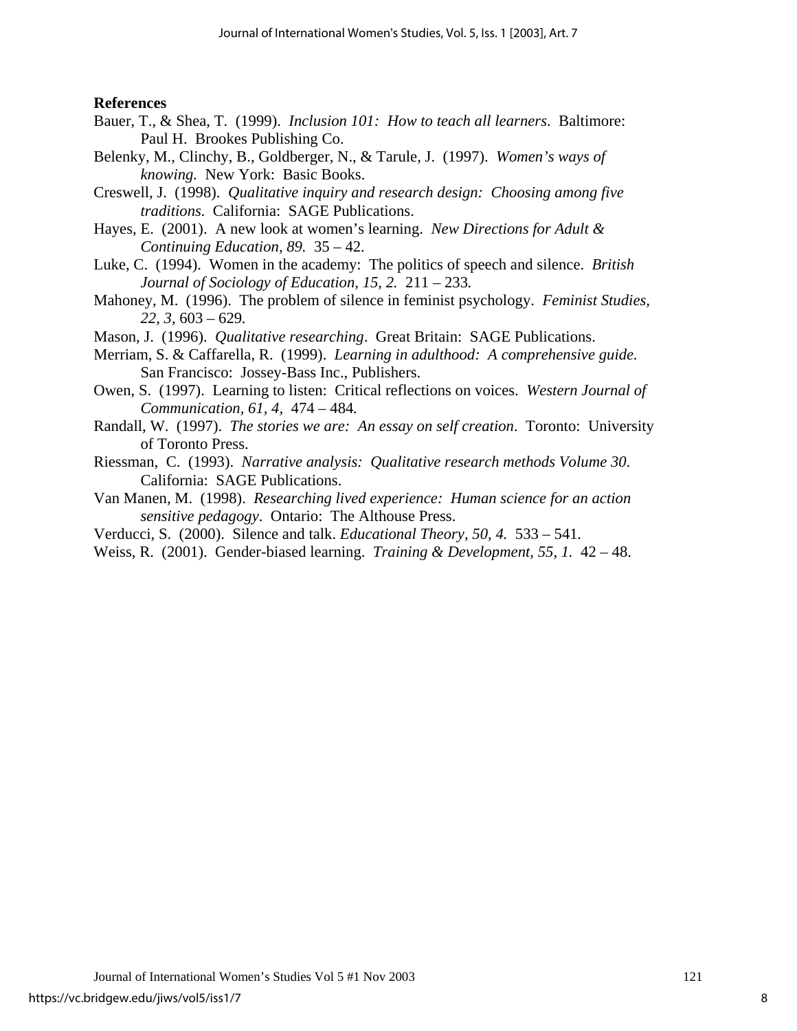**References**

Bauer, T., & Shea, T. (1999). *Inclusion 101: How to teach all learners*. Baltimore: Paul H. Brookes Publishing Co.

Belenky, M., Clinchy, B., Goldberger, N., & Tarule, J. (1997). *Women's ways of knowing.* New York: Basic Books.

Creswell, J. (1998). *Qualitative inquiry and research design: Choosing among five traditions.* California: SAGE Publications.

Hayes, E. (2001). A new look at women's learning. *New Directions for Adult & Continuing Education, 89.* 35 – 42.

Luke, C. (1994). Women in the academy: The politics of speech and silence. *British Journal of Sociology of Education, 15, 2.* 211 – 233.

Mahoney, M. (1996). The problem of silence in feminist psychology. *Feminist Studies, 22, 3,* 603 – 629.

Mason, J. (1996). *Qualitative researching*. Great Britain: SAGE Publications.

Merriam, S. & Caffarella, R. (1999). *Learning in adulthood: A comprehensive guide.* San Francisco: Jossey-Bass Inc., Publishers.

Owen, S. (1997). Learning to listen: Critical reflections on voices. *Western Journal of Communication, 61, 4,* 474 – 484.

Randall, W. (1997). *The stories we are: An essay on self creation*. Toronto: University of Toronto Press.

Riessman, C. (1993). *Narrative analysis: Qualitative research methods Volume 30.* California: SAGE Publications.

Van Manen, M. (1998). *Researching lived experience: Human science for an action sensitive pedagogy*. Ontario: The Althouse Press.

Verducci, S. (2000). Silence and talk. *Educational Theory, 50, 4.* 533 – 541.

Weiss, R. (2001). Gender-biased learning. *Training & Development, 55, 1.* 42 – 48.